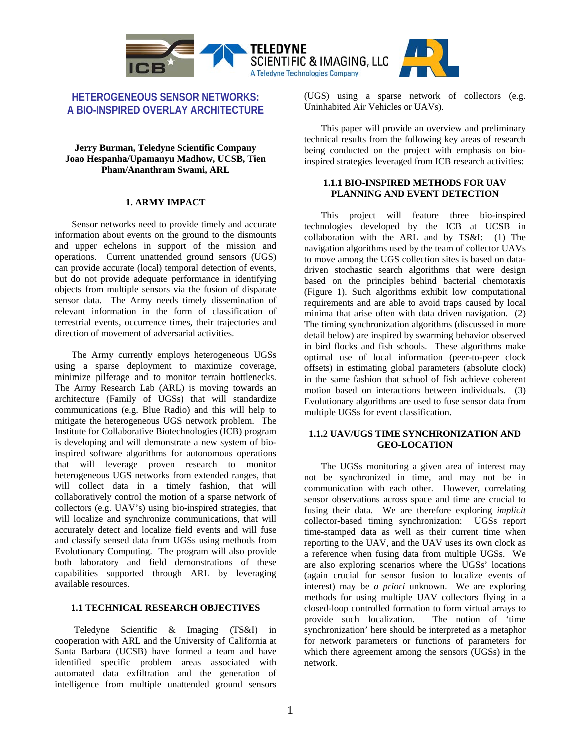# HETEROGENEOUS SENSOR NETWORKS: A BIO-INSPIRED OVERLAY ARCHITECTURE

**Jerry Burman, Teledyne Scientific Company**
**Joao Hespanha/Upamanyu Madhow, UCSB, Tien Pham/Ananthram Swami, ARL**

## 1. ARMY IMPACT

Sensor networks need to provide timely and accurate information about events on the ground to the dismounts and upper echelons in support of the mission and operations. Current unattended ground sensors (UGS) can provide accurate (local) temporal detection of events, but do not provide adequate performance in identifying objects from multiple sensors via the fusion of disparate sensor data. The Army needs timely dissemination of relevant information in the form of classification of terrestrial events, occurrence times, their trajectories and direction of movement of adversarial activities.

The Army currently employs heterogeneous UGSs using a sparse deployment to maximize coverage, minimize pilferage and to monitor terrain bottlenecks. The Army Research Lab (ARL) is moving towards an architecture (Family of UGSs) that will standardize communications (e.g. Blue Radio) and this will help to mitigate the heterogeneous UGS network problem. The Institute for Collaborative Biotechnologies (ICB) program is developing and will demonstrate a new system of bio-inspired software algorithms for autonomous operations that will leverage proven research to monitor heterogeneous UGS networks from extended ranges, that will collect data in a timely fashion, that will collaboratively control the motion of a sparse network of collectors (e.g. UAV's) using bio-inspired strategies, that will localize and synchronize communications, that will accurately detect and localize field events and will fuse and classify sensed data from UGSs using methods from Evolutionary Computing. The program will also provide both laboratory and field demonstrations of these capabilities supported through ARL by leveraging available resources.

### 1.1 TECHNICAL RESEARCH OBJECTIVES

Teledyne Scientific & Imaging (TS&I) in cooperation with ARL and the University of California at Santa Barbara (UCSB) have formed a team and have identified specific problem areas associated with automated data exfiltration and the generation of intelligence from multiple unattended ground sensors (UGS) using a sparse network of collectors (e.g. Uninhabited Air Vehicles or UAVs).

This paper will provide an overview and preliminary technical results from the following key areas of research being conducted on the project with emphasis on bio-inspired strategies leveraged from ICB research activities:

#### 1.1.1 BIO-INSPIRED METHODS FOR UAV PLANNING AND EVENT DETECTION

This project will feature three bio-inspired technologies developed by the ICB at UCSB in collaboration with the ARL and by TS&I: (1) The navigation algorithms used by the team of collector UAVs to move among the UGS collection sites is based on data-driven stochastic search algorithms that were design based on the principles behind bacterial chemotaxis (Figure 1). Such algorithms exhibit low computational requirements and are able to avoid traps caused by local minima that arise often with data driven navigation. (2) The timing synchronization algorithms (discussed in more detail below) are inspired by swarming behavior observed in bird flocks and fish schools. These algorithms make optimal use of local information (peer-to-peer clock offsets) in estimating global parameters (absolute clock) in the same fashion that school of fish achieve coherent motion based on interactions between individuals. (3) Evolutionary algorithms are used to fuse sensor data from multiple UGSs for event classification.

#### 1.1.2 UAV/UGS TIME SYNCHRONIZATION AND GEO-LOCATION

The UGSs monitoring a given area of interest may not be synchronized in time, and may not be in communication with each other. However, correlating sensor observations across space and time are crucial to fusing their data. We are therefore exploring *implicit* collector-based timing synchronization: UGSs report time-stamped data as well as their current time when reporting to the UAV, and the UAV uses its own clock as a reference when fusing data from multiple UGSs. We are also exploring scenarios where the UGSs' locations (again crucial for sensor fusion to localize events of interest) may be *a priori* unknown. We are exploring methods for using multiple UAV collectors flying in a closed-loop controlled formation to form virtual arrays to provide such localization. The notion of 'time synchronization' here should be interpreted as a metaphor for network parameters or functions of parameters for which there agreement among the sensors (UGSs) in the network.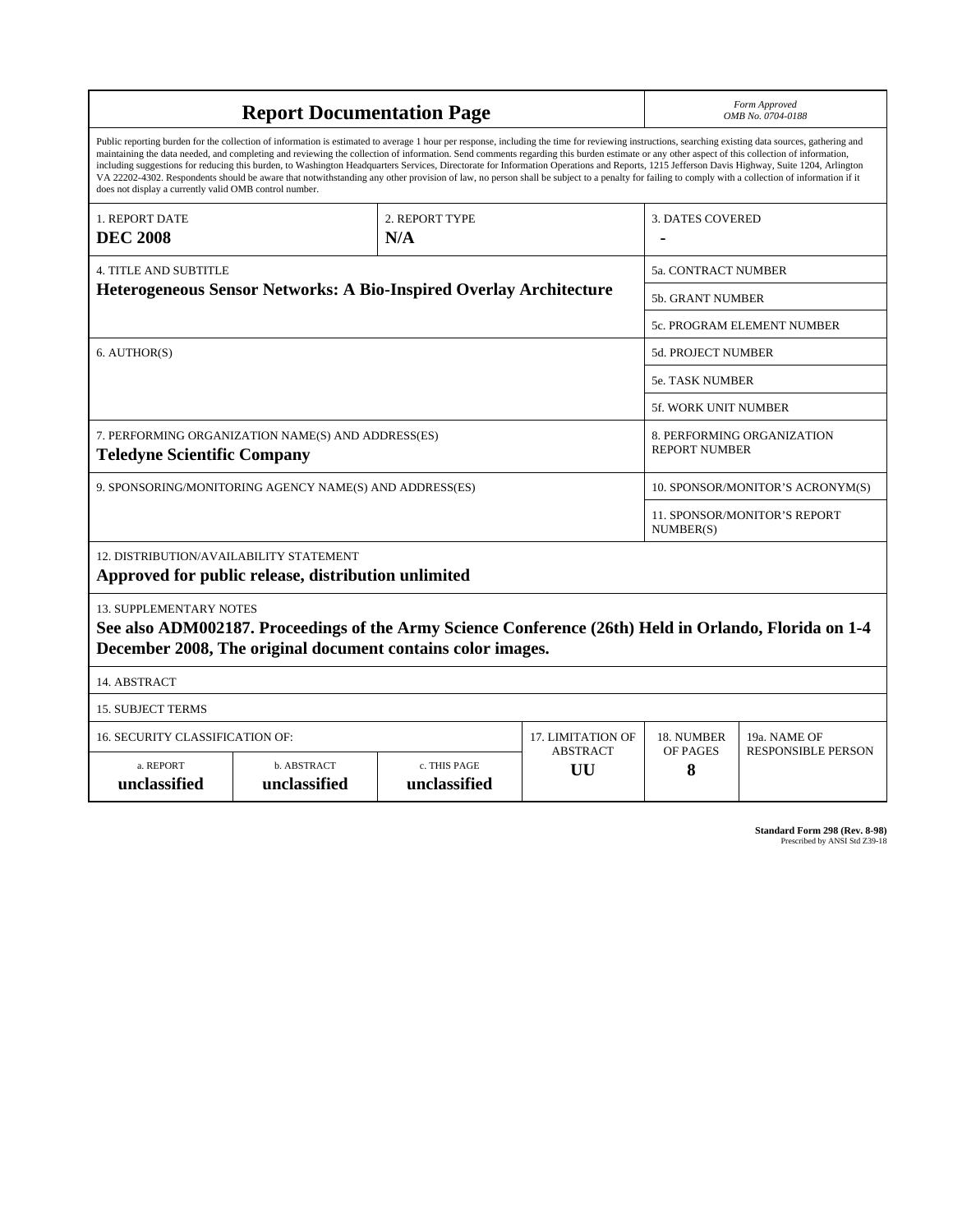# Report Documentation Page

*Form Approved*
*OMB No. 0704-0188*

Public reporting burden for the collection of information is estimated to average 1 hour per response, including the time for reviewing instructions, searching existing data sources, gathering and maintaining the data needed, and completing and reviewing the collection of information. Send comments regarding this burden estimate or any other aspect of this collection of information, including suggestions for reducing this burden, to Washington Headquarters Services, Directorate for Information Operations and Reports, 1215 Jefferson Davis Highway, Suite 1204, Arlington VA 22202-4302. Respondents should be aware that notwithstanding any other provision of law, no person shall be subject to a penalty for failing to comply with a collection of information if it does not display a currently valid OMB control number.

| 1. REPORT DATE | 2. REPORT TYPE | 3. DATES COVERED |
|---|---|---|
| **DEC 2008** | **N/A** | **-** |

**4. TITLE AND SUBTITLE**
**Heterogeneous Sensor Networks: A Bio-Inspired Overlay Architecture**

5a. CONTRACT NUMBER

5b. GRANT NUMBER

5c. PROGRAM ELEMENT NUMBER

6. AUTHOR(S)

5d. PROJECT NUMBER

5e. TASK NUMBER

5f. WORK UNIT NUMBER

7. PERFORMING ORGANIZATION NAME(S) AND ADDRESS(ES)
**Teledyne Scientific Company**

8. PERFORMING ORGANIZATION REPORT NUMBER

9. SPONSORING/MONITORING AGENCY NAME(S) AND ADDRESS(ES)

10. SPONSOR/MONITOR'S ACRONYM(S)

11. SPONSOR/MONITOR'S REPORT NUMBER(S)

12. DISTRIBUTION/AVAILABILITY STATEMENT
**Approved for public release, distribution unlimited**

13. SUPPLEMENTARY NOTES
**See also ADM002187. Proceedings of the Army Science Conference (26th) Held in Orlando, Florida on 1-4 December 2008, The original document contains color images.**

14. ABSTRACT

15. SUBJECT TERMS

| 16. SECURITY CLASSIFICATION OF: | | | 17. LIMITATION OF ABSTRACT | 18. NUMBER OF PAGES | 19a. NAME OF RESPONSIBLE PERSON |
|---|---|---|---|---|---|
| a. REPORT | b. ABSTRACT | c. THIS PAGE | | | |
| **unclassified** | **unclassified** | **unclassified** | **UU** | **8** | |

**Standard Form 298 (Rev. 8-98)**
Prescribed by ANSI Std Z39-18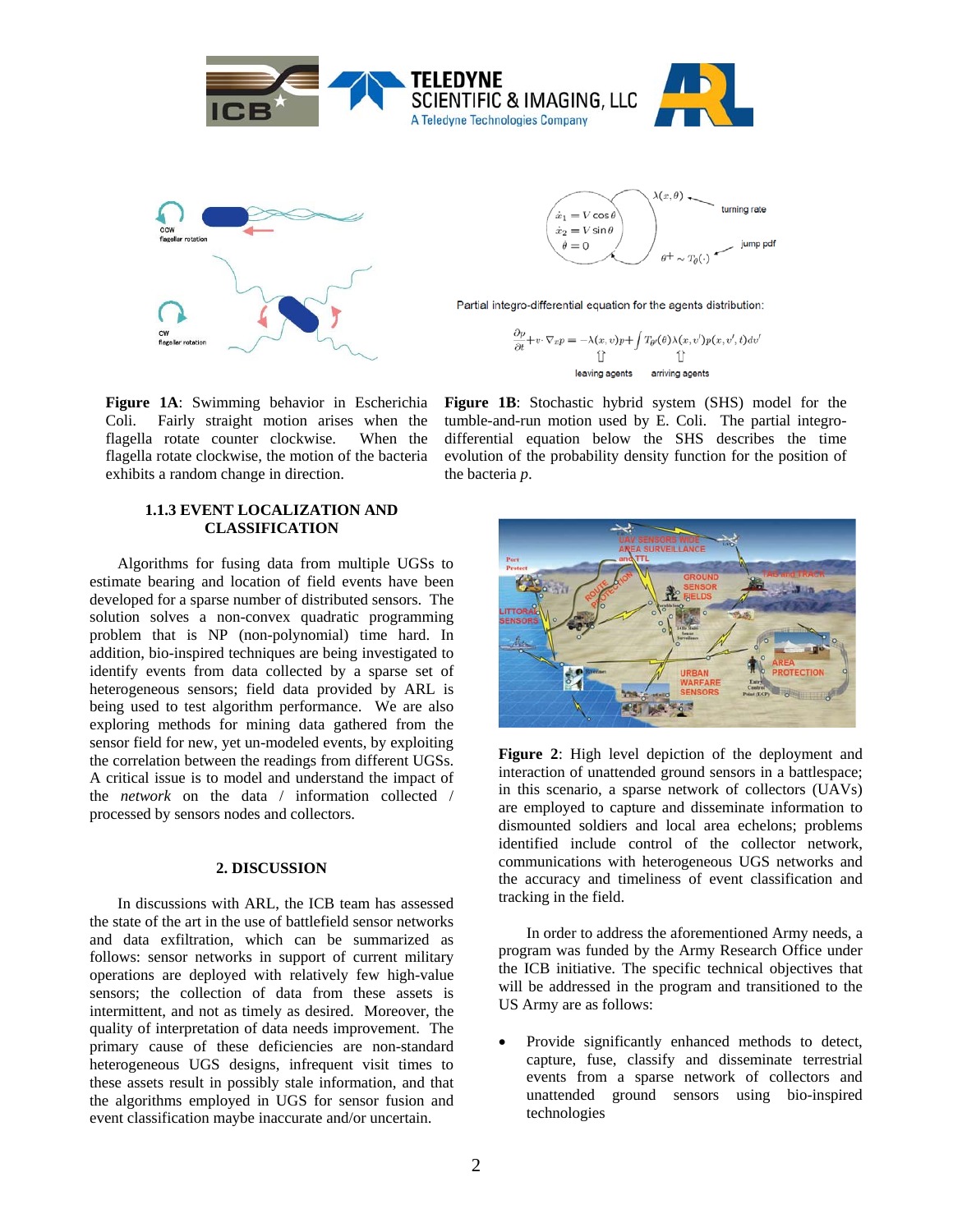**Figure 1A**: Swimming behavior in Escherichia Coli. Fairly straight motion arises when the flagella rotate counter clockwise. When the flagella rotate clockwise, the motion of the bacteria exhibits a random change in direction.

Partial integro-differential equation for the agents distribution:

$$\frac{\partial p}{\partial t} + v \cdot \nabla_x p = -\lambda(x, v)p + \int T_{\theta'}(\theta)\lambda(x, v')p(x, v', t)dv'$$

**Figure 1B**: Stochastic hybrid system (SHS) model for the tumble-and-run motion used by E. Coli. The partial integro-differential equation below the SHS describes the evolution of the probability density function for the position of the bacteria *p*.

### 1.1.3 EVENT LOCALIZATION AND CLASSIFICATION

Algorithms for fusing data from multiple UGSs to estimate bearing and location of field events have been developed for a sparse number of distributed sensors. The solution solves a non-convex quadratic programming problem that is NP (non-polynomial) time hard. In addition, bio-inspired techniques are being investigated to identify events from data collected by a sparse set of heterogeneous sensors; field data provided by ARL is being used to test algorithm performance. We are also exploring methods for mining data gathered from the sensor field for new, yet un-modeled events, by exploiting the correlation between the readings from different UGSs. A critical issue is to model and understand the impact of the *network* on the data / information collected / processed by sensors nodes and collectors.

## 2. DISCUSSION

In discussions with ARL, the ICB team has assessed the state of the art in the use of battlefield sensor networks and data exfiltration, which can be summarized as follows: sensor networks in support of current military operations are deployed with relatively few high-value sensors; the collection of data from these assets is intermittent, and not as timely as desired. Moreover, the quality of interpretation of data needs improvement. The primary cause of these deficiencies are non-standard heterogeneous UGS designs, infrequent visit times to these assets result in possibly stale information, and that the algorithms employed in UGS for sensor fusion and event classification maybe inaccurate and/or uncertain.

**Figure 2**: High level depiction of the deployment and interaction of unattended ground sensors in a battlespace; in this scenario, a sparse network of collectors (UAVs) are employed to capture and disseminate information to dismounted soldiers and local area echelons; problems identified include control of the collector network, communications with heterogeneous UGS networks and the accuracy and timeliness of event classification and tracking in the field.

In order to address the aforementioned Army needs, a program was funded by the Army Research Office under the ICB initiative. The specific technical objectives that will be addressed in the program and transitioned to the US Army are as follows:

- Provide significantly enhanced methods to detect, capture, fuse, classify and disseminate terrestrial events from a sparse network of collectors and unattended ground sensors using bio-inspired technologies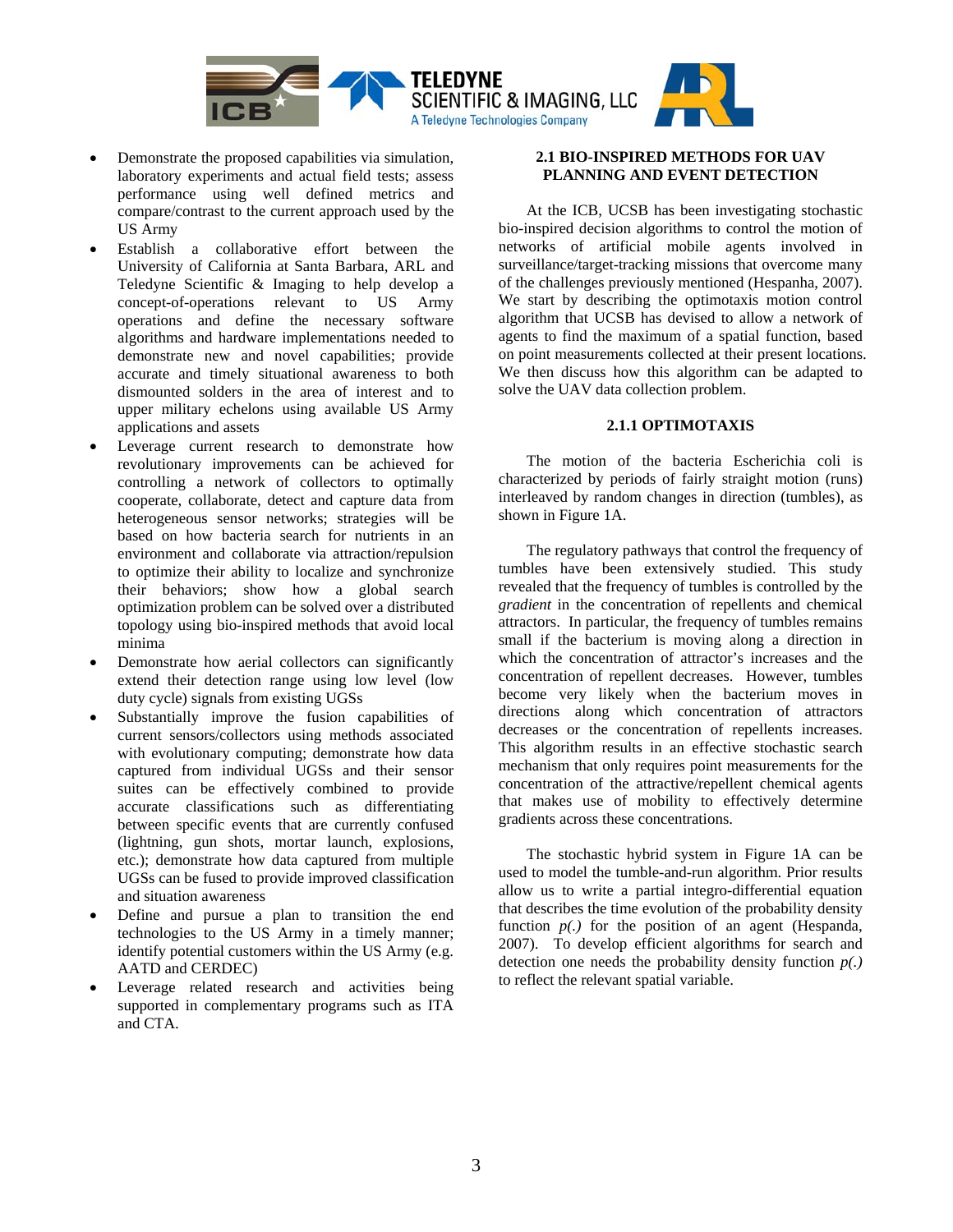- Demonstrate the proposed capabilities via simulation, laboratory experiments and actual field tests; assess performance using well defined metrics and compare/contrast to the current approach used by the US Army
- Establish a collaborative effort between the University of California at Santa Barbara, ARL and Teledyne Scientific & Imaging to help develop a concept-of-operations relevant to US Army operations and define the necessary software algorithms and hardware implementations needed to demonstrate new and novel capabilities; provide accurate and timely situational awareness to both dismounted solders in the area of interest and to upper military echelons using available US Army applications and assets
- Leverage current research to demonstrate how revolutionary improvements can be achieved for controlling a network of collectors to optimally cooperate, collaborate, detect and capture data from heterogeneous sensor networks; strategies will be based on how bacteria search for nutrients in an environment and collaborate via attraction/repulsion to optimize their ability to localize and synchronize their behaviors; show how a global search optimization problem can be solved over a distributed topology using bio-inspired methods that avoid local minima
- Demonstrate how aerial collectors can significantly extend their detection range using low level (low duty cycle) signals from existing UGSs
- Substantially improve the fusion capabilities of current sensors/collectors using methods associated with evolutionary computing; demonstrate how data captured from individual UGSs and their sensor suites can be effectively combined to provide accurate classifications such as differentiating between specific events that are currently confused (lightning, gun shots, mortar launch, explosions, etc.); demonstrate how data captured from multiple UGSs can be fused to provide improved classification and situation awareness
- Define and pursue a plan to transition the end technologies to the US Army in a timely manner; identify potential customers within the US Army (e.g. AATD and CERDEC)
- Leverage related research and activities being supported in complementary programs such as ITA and CTA.

## 2.1 BIO-INSPIRED METHODS FOR UAV PLANNING AND EVENT DETECTION

At the ICB, UCSB has been investigating stochastic bio-inspired decision algorithms to control the motion of networks of artificial mobile agents involved in surveillance/target-tracking missions that overcome many of the challenges previously mentioned (Hespanha, 2007). We start by describing the optimotaxis motion control algorithm that UCSB has devised to allow a network of agents to find the maximum of a spatial function, based on point measurements collected at their present locations. We then discuss how this algorithm can be adapted to solve the UAV data collection problem.

### 2.1.1 OPTIMOTAXIS

The motion of the bacteria Escherichia coli is characterized by periods of fairly straight motion (runs) interleaved by random changes in direction (tumbles), as shown in Figure 1A.

The regulatory pathways that control the frequency of tumbles have been extensively studied. This study revealed that the frequency of tumbles is controlled by the *gradient* in the concentration of repellents and chemical attractors. In particular, the frequency of tumbles remains small if the bacterium is moving along a direction in which the concentration of attractor's increases and the concentration of repellent decreases. However, tumbles become very likely when the bacterium moves in directions along which concentration of attractors decreases or the concentration of repellents increases. This algorithm results in an effective stochastic search mechanism that only requires point measurements for the concentration of the attractive/repellent chemical agents that makes use of mobility to effectively determine gradients across these concentrations.

The stochastic hybrid system in Figure 1A can be used to model the tumble-and-run algorithm. Prior results allow us to write a partial integro-differential equation that describes the time evolution of the probability density function *p(.)* for the position of an agent (Hespanda, 2007). To develop efficient algorithms for search and detection one needs the probability density function *p(.)* to reflect the relevant spatial variable.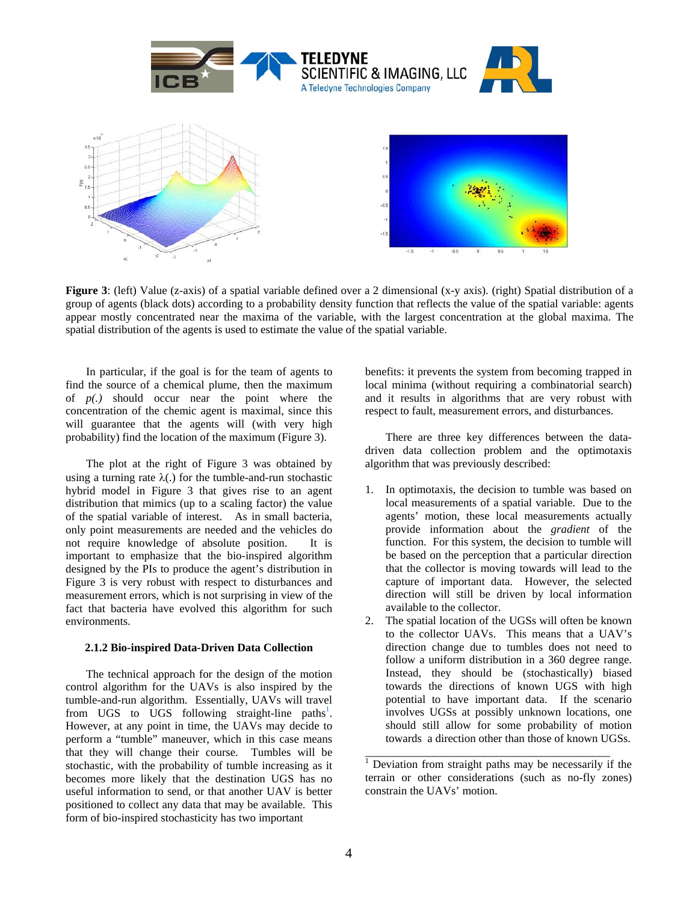**Figure 3**: (left) Value (z-axis) of a spatial variable defined over a 2 dimensional (x-y axis). (right) Spatial distribution of a group of agents (black dots) according to a probability density function that reflects the value of the spatial variable: agents appear mostly concentrated near the maxima of the variable, with the largest concentration at the global maxima. The spatial distribution of the agents is used to estimate the value of the spatial variable.

In particular, if the goal is for the team of agents to find the source of a chemical plume, then the maximum of *p(.)* should occur near the point where the concentration of the chemic agent is maximal, since this will guarantee that the agents will (with very high probability) find the location of the maximum (Figure 3).

The plot at the right of Figure 3 was obtained by using a turning rate $\lambda(.)$ for the tumble-and-run stochastic hybrid model in Figure 3 that gives rise to an agent distribution that mimics (up to a scaling factor) the value of the spatial variable of interest. As in small bacteria, only point measurements are needed and the vehicles do not require knowledge of absolute position. It is important to emphasize that the bio-inspired algorithm designed by the PIs to produce the agent's distribution in Figure 3 is very robust with respect to disturbances and measurement errors, which is not surprising in view of the fact that bacteria have evolved this algorithm for such environments.

#### 2.1.2 Bio-inspired Data-Driven Data Collection

The technical approach for the design of the motion control algorithm for the UAVs is also inspired by the tumble-and-run algorithm. Essentially, UAVs will travel from UGS to UGS following straight-line paths[1]. However, at any point in time, the UAVs may decide to perform a "tumble" maneuver, which in this case means that they will change their course. Tumbles will be stochastic, with the probability of tumble increasing as it becomes more likely that the destination UGS has no useful information to send, or that another UAV is better positioned to collect any data that may be available. This form of bio-inspired stochasticity has two important benefits: it prevents the system from becoming trapped in local minima (without requiring a combinatorial search) and it results in algorithms that are very robust with respect to fault, measurement errors, and disturbances.

There are three key differences between the data-driven data collection problem and the optimotaxis algorithm that was previously described:

1. In optimotaxis, the decision to tumble was based on local measurements of a spatial variable. Due to the agents' motion, these local measurements actually provide information about the *gradient* of the function. For this system, the decision to tumble will be based on the perception that a particular direction that the collector is moving towards will lead to the capture of important data. However, the selected direction will still be driven by local information available to the collector.
2. The spatial location of the UGSs will often be known to the collector UAVs. This means that a UAV's direction change due to tumbles does not need to follow a uniform distribution in a 360 degree range. Instead, they should be (stochastically) biased towards the directions of known UGS with high potential to have important data. If the scenario involves UGSs at possibly unknown locations, one should still allow for some probability of motion towards a direction other than those of known UGSs.

[1] Deviation from straight paths may be necessarily if the terrain or other considerations (such as no-fly zones) constrain the UAVs' motion.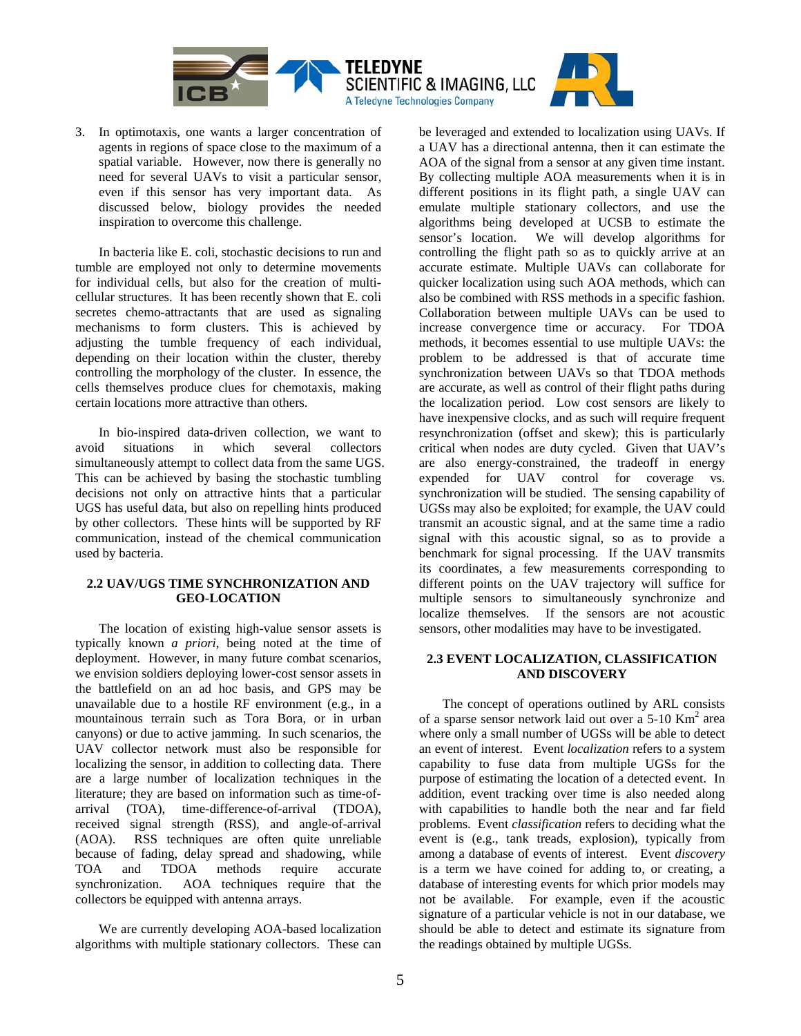3. In optimotaxis, one wants a larger concentration of agents in regions of space close to the maximum of a spatial variable. However, now there is generally no need for several UAVs to visit a particular sensor, even if this sensor has very important data. As discussed below, biology provides the needed inspiration to overcome this challenge.

In bacteria like E. coli, stochastic decisions to run and tumble are employed not only to determine movements for individual cells, but also for the creation of multi-cellular structures. It has been recently shown that E. coli secretes chemo-attractants that are used as signaling mechanisms to form clusters. This is achieved by adjusting the tumble frequency of each individual, depending on their location within the cluster, thereby controlling the morphology of the cluster. In essence, the cells themselves produce clues for chemotaxis, making certain locations more attractive than others.

In bio-inspired data-driven collection, we want to avoid situations in which several collectors simultaneously attempt to collect data from the same UGS. This can be achieved by basing the stochastic tumbling decisions not only on attractive hints that a particular UGS has useful data, but also on repelling hints produced by other collectors. These hints will be supported by RF communication, instead of the chemical communication used by bacteria.

## 2.2 UAV/UGS TIME SYNCHRONIZATION AND GEO-LOCATION

The location of existing high-value sensor assets is typically known *a priori*, being noted at the time of deployment. However, in many future combat scenarios, we envision soldiers deploying lower-cost sensor assets in the battlefield on an ad hoc basis, and GPS may be unavailable due to a hostile RF environment (e.g., in a mountainous terrain such as Tora Bora, or in urban canyons) or due to active jamming. In such scenarios, the UAV collector network must also be responsible for localizing the sensor, in addition to collecting data. There are a large number of localization techniques in the literature; they are based on information such as time-of-arrival (TOA), time-difference-of-arrival (TDOA), received signal strength (RSS), and angle-of-arrival (AOA). RSS techniques are often quite unreliable because of fading, delay spread and shadowing, while TOA and TDOA methods require accurate synchronization. AOA techniques require that the collectors be equipped with antenna arrays.

We are currently developing AOA-based localization algorithms with multiple stationary collectors. These can be leveraged and extended to localization using UAVs. If a UAV has a directional antenna, then it can estimate the AOA of the signal from a sensor at any given time instant. By collecting multiple AOA measurements when it is in different positions in its flight path, a single UAV can emulate multiple stationary collectors, and use the algorithms being developed at UCSB to estimate the sensor's location. We will develop algorithms for controlling the flight path so as to quickly arrive at an accurate estimate. Multiple UAVs can collaborate for quicker localization using such AOA methods, which can also be combined with RSS methods in a specific fashion. Collaboration between multiple UAVs can be used to increase convergence time or accuracy. For TDOA methods, it becomes essential to use multiple UAVs: the problem to be addressed is that of accurate time synchronization between UAVs so that TDOA methods are accurate, as well as control of their flight paths during the localization period. Low cost sensors are likely to have inexpensive clocks, and as such will require frequent resynchronization (offset and skew); this is particularly critical when nodes are duty cycled. Given that UAV's are also energy-constrained, the tradeoff in energy expended for UAV control for coverage vs. synchronization will be studied. The sensing capability of UGSs may also be exploited; for example, the UAV could transmit an acoustic signal, and at the same time a radio signal with this acoustic signal, so as to provide a benchmark for signal processing. If the UAV transmits its coordinates, a few measurements corresponding to different points on the UAV trajectory will suffice for multiple sensors to simultaneously synchronize and localize themselves. If the sensors are not acoustic sensors, other modalities may have to be investigated.

## 2.3 EVENT LOCALIZATION, CLASSIFICATION AND DISCOVERY

The concept of operations outlined by ARL consists of a sparse sensor network laid out over a 5-10 $Km^2$ area where only a small number of UGSs will be able to detect an event of interest. Event *localization* refers to a system capability to fuse data from multiple UGSs for the purpose of estimating the location of a detected event. In addition, event tracking over time is also needed along with capabilities to handle both the near and far field problems. Event *classification* refers to deciding what the event is (e.g., tank treads, explosion), typically from among a database of events of interest. Event *discovery* is a term we have coined for adding to, or creating, a database of interesting events for which prior models may not be available. For example, even if the acoustic signature of a particular vehicle is not in our database, we should be able to detect and estimate its signature from the readings obtained by multiple UGSs.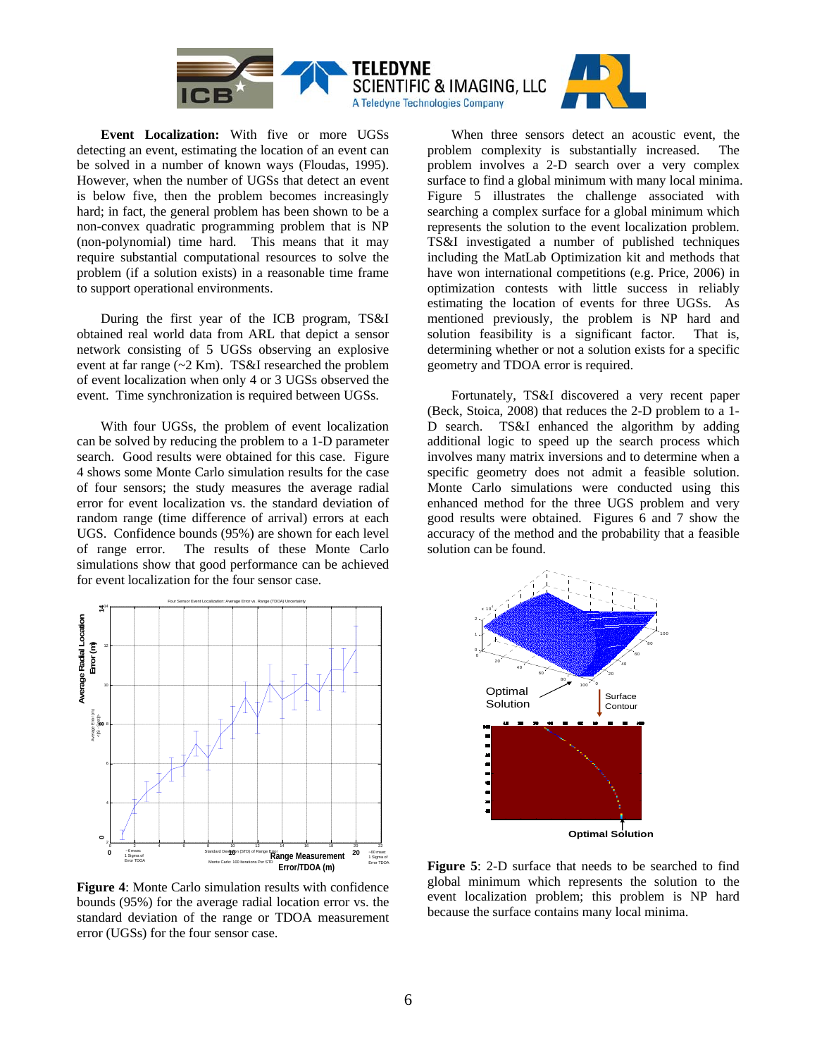**Event Localization:** With five or more UGSs detecting an event, estimating the location of an event can be solved in a number of known ways (Floudas, 1995). However, when the number of UGSs that detect an event is below five, then the problem becomes increasingly hard; in fact, the general problem has been shown to be a non-convex quadratic programming problem that is NP (non-polynomial) time hard. This means that it may require substantial computational resources to solve the problem (if a solution exists) in a reasonable time frame to support operational environments.

During the first year of the ICB program, TS&I obtained real world data from ARL that depict a sensor network consisting of 5 UGSs observing an explosive event at far range (~2 Km). TS&I researched the problem of event localization when only 4 or 3 UGSs observed the event. Time synchronization is required between UGSs.

With four UGSs, the problem of event localization can be solved by reducing the problem to a 1-D parameter search. Good results were obtained for this case. Figure 4 shows some Monte Carlo simulation results for the case of four sensors; the study measures the average radial error for event localization vs. the standard deviation of random range (time difference of arrival) errors at each UGS. Confidence bounds (95%) are shown for each level of range error. The results of these Monte Carlo simulations show that good performance can be achieved for event localization for the four sensor case.

**Figure 4**: Monte Carlo simulation results with confidence bounds (95%) for the average radial location error vs. the standard deviation of the range or TDOA measurement error (UGSs) for the four sensor case.

When three sensors detect an acoustic event, the problem complexity is substantially increased. The problem involves a 2-D search over a very complex surface to find a global minimum with many local minima. Figure 5 illustrates the challenge associated with searching a complex surface for a global minimum which represents the solution to the event localization problem. TS&I investigated a number of published techniques including the MatLab Optimization kit and methods that have won international competitions (e.g. Price, 2006) in optimization contests with little success in reliably estimating the location of events for three UGSs. As mentioned previously, the problem is NP hard and solution feasibility is a significant factor. That is, determining whether or not a solution exists for a specific geometry and TDOA error is required.

Fortunately, TS&I discovered a very recent paper (Beck, Stoica, 2008) that reduces the 2-D problem to a 1-D search. TS&I enhanced the algorithm by adding additional logic to speed up the search process which involves many matrix inversions and to determine when a specific geometry does not admit a feasible solution. Monte Carlo simulations were conducted using this enhanced method for the three UGS problem and very good results were obtained. Figures 6 and 7 show the accuracy of the method and the probability that a feasible solution can be found.

**Figure 5**: 2-D surface that needs to be searched to find global minimum which represents the solution to the event localization problem; this problem is NP hard because the surface contains many local minima.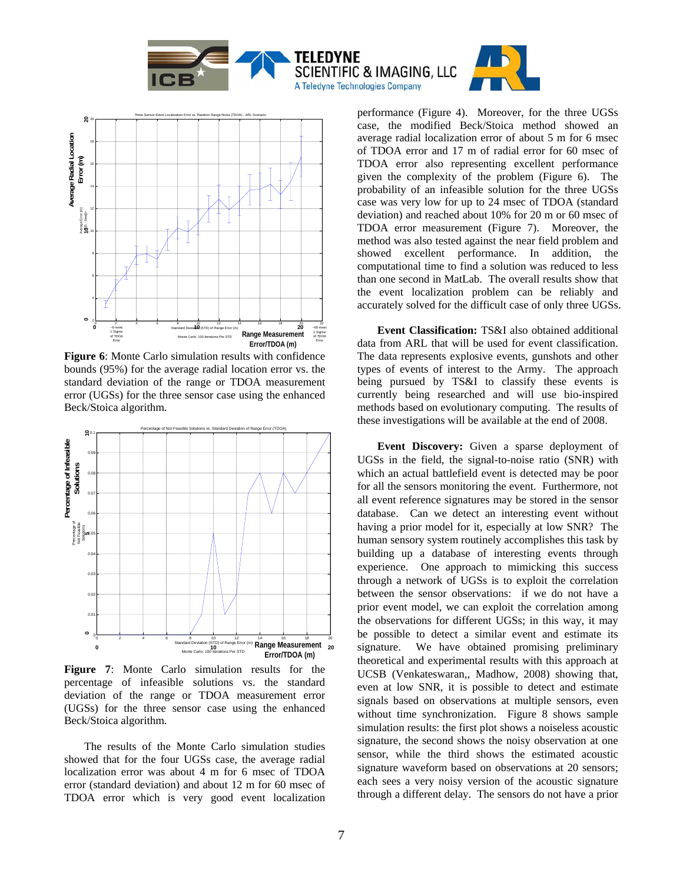**Figure 6**: Monte Carlo simulation results with confidence bounds (95%) for the average radial location error vs. the standard deviation of the range or TDOA measurement error (UGSs) for the three sensor case using the enhanced Beck/Stoica algorithm.

**Figure 7**: Monte Carlo simulation results for the percentage of infeasible solutions vs. the standard deviation of the range or TDOA measurement error (UGSs) for the three sensor case using the enhanced Beck/Stoica algorithm.

The results of the Monte Carlo simulation studies showed that for the four UGSs case, the average radial localization error was about 4 m for 6 msec of TDOA error (standard deviation) and about 12 m for 60 msec of TDOA error which is very good event localization performance (Figure 4). Moreover, for the three UGSs case, the modified Beck/Stoica method showed an average radial localization error of about 5 m for 6 msec of TDOA error and 17 m of radial error for 60 msec of TDOA error also representing excellent performance given the complexity of the problem (Figure 6). The probability of an infeasible solution for the three UGSs case was very low for up to 24 msec of TDOA (standard deviation) and reached about 10% for 20 m or 60 msec of TDOA error measurement (Figure 7). Moreover, the method was also tested against the near field problem and showed excellent performance. In addition, the computational time to find a solution was reduced to less than one second in MatLab. The overall results show that the event localization problem can be reliably and accurately solved for the difficult case of only three UGSs.

**Event Classification:** TS&I also obtained additional data from ARL that will be used for event classification. The data represents explosive events, gunshots and other types of events of interest to the Army. The approach being pursued by TS&I to classify these events is currently being researched and will use bio-inspired methods based on evolutionary computing. The results of these investigations will be available at the end of 2008.

**Event Discovery:** Given a sparse deployment of UGSs in the field, the signal-to-noise ratio (SNR) with which an actual battlefield event is detected may be poor for all the sensors monitoring the event. Furthermore, not all event reference signatures may be stored in the sensor database. Can we detect an interesting event without having a prior model for it, especially at low SNR? The human sensory system routinely accomplishes this task by building up a database of interesting events through experience. One approach to mimicking this success through a network of UGSs is to exploit the correlation between the sensor observations: if we do not have a prior event model, we can exploit the correlation among the observations for different UGSs; in this way, it may be possible to detect a similar event and estimate its signature. We have obtained promising preliminary theoretical and experimental results with this approach at UCSB (Venkateswaran,, Madhow, 2008) showing that, even at low SNR, it is possible to detect and estimate signals based on observations at multiple sensors, even without time synchronization. Figure 8 shows sample simulation results: the first plot shows a noiseless acoustic signature, the second shows the noisy observation at one sensor, while the third shows the estimated acoustic signature waveform based on observations at 20 sensors; each sees a very noisy version of the acoustic signature through a different delay. The sensors do not have a prior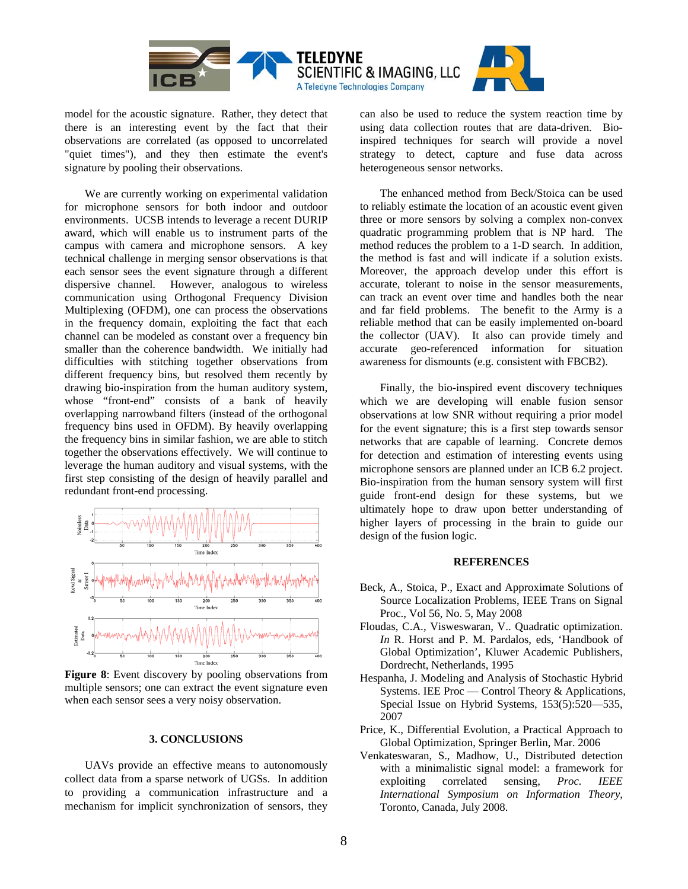model for the acoustic signature. Rather, they detect that there is an interesting event by the fact that their observations are correlated (as opposed to uncorrelated "quiet times"), and they then estimate the event's signature by pooling their observations.

We are currently working on experimental validation for microphone sensors for both indoor and outdoor environments. UCSB intends to leverage a recent DURIP award, which will enable us to instrument parts of the campus with camera and microphone sensors. A key technical challenge in merging sensor observations is that each sensor sees the event signature through a different dispersive channel. However, analogous to wireless communication using Orthogonal Frequency Division Multiplexing (OFDM), one can process the observations in the frequency domain, exploiting the fact that each channel can be modeled as constant over a frequency bin smaller than the coherence bandwidth. We initially had difficulties with stitching together observations from different frequency bins, but resolved them recently by drawing bio-inspiration from the human auditory system, whose "front-end" consists of a bank of heavily overlapping narrowband filters (instead of the orthogonal frequency bins used in OFDM). By heavily overlapping the frequency bins in similar fashion, we are able to stitch together the observations effectively. We will continue to leverage the human auditory and visual systems, with the first step consisting of the design of heavily parallel and redundant front-end processing.

Noiseless Data
1
0
-1
-2
50 100 150 200 250 300 350 400
Time Index

Rcvd Signal at Sensor 1
5
0
-5
50 100 150 200 250 300 350 400
Time Index

Estimated Data
0.2
0
-0.2
50 100 150 200 250 300 350 400
Time Index

**Figure 8**: Event discovery by pooling observations from multiple sensors; one can extract the event signature even when each sensor sees a very noisy observation.

## 3. CONCLUSIONS

UAVs provide an effective means to autonomously collect data from a sparse network of UGSs. In addition to providing a communication infrastructure and a mechanism for implicit synchronization of sensors, they can also be used to reduce the system reaction time by using data collection routes that are data-driven. Bio-inspired techniques for search will provide a novel strategy to detect, capture and fuse data across heterogeneous sensor networks.

The enhanced method from Beck/Stoica can be used to reliably estimate the location of an acoustic event given three or more sensors by solving a complex non-convex quadratic programming problem that is NP hard. The method reduces the problem to a 1-D search. In addition, the method is fast and will indicate if a solution exists. Moreover, the approach develop under this effort is accurate, tolerant to noise in the sensor measurements, can track an event over time and handles both the near and far field problems. The benefit to the Army is a reliable method that can be easily implemented on-board the collector (UAV). It also can provide timely and accurate geo-referenced information for situation awareness for dismounts (e.g. consistent with FBCB2).

Finally, the bio-inspired event discovery techniques which we are developing will enable fusion sensor observations at low SNR without requiring a prior model for the event signature; this is a first step towards sensor networks that are capable of learning. Concrete demos for detection and estimation of interesting events using microphone sensors are planned under an ICB 6.2 project. Bio-inspiration from the human sensory system will first guide front-end design for these systems, but we ultimately hope to draw upon better understanding of higher layers of processing in the brain to guide our design of the fusion logic.

## REFERENCES

Beck, A., Stoica, P., Exact and Approximate Solutions of Source Localization Problems, IEEE Trans on Signal Proc., Vol 56, No. 5, May 2008

Floudas, C.A., Visweswaran, V.. Quadratic optimization. *In* R. Horst and P. M. Pardalos, eds, 'Handbook of Global Optimization', Kluwer Academic Publishers, Dordrecht, Netherlands, 1995

Hespanha, J. Modeling and Analysis of Stochastic Hybrid Systems. IEE Proc — Control Theory & Applications, Special Issue on Hybrid Systems, 153(5):520—535, 2007

Price, K., Differential Evolution, a Practical Approach to Global Optimization, Springer Berlin, Mar. 2006

Venkateswaran, S., Madhow, U., Distributed detection with a minimalistic signal model: a framework for exploiting correlated sensing, *Proc. IEEE International Symposium on Information Theory,* Toronto, Canada, July 2008.